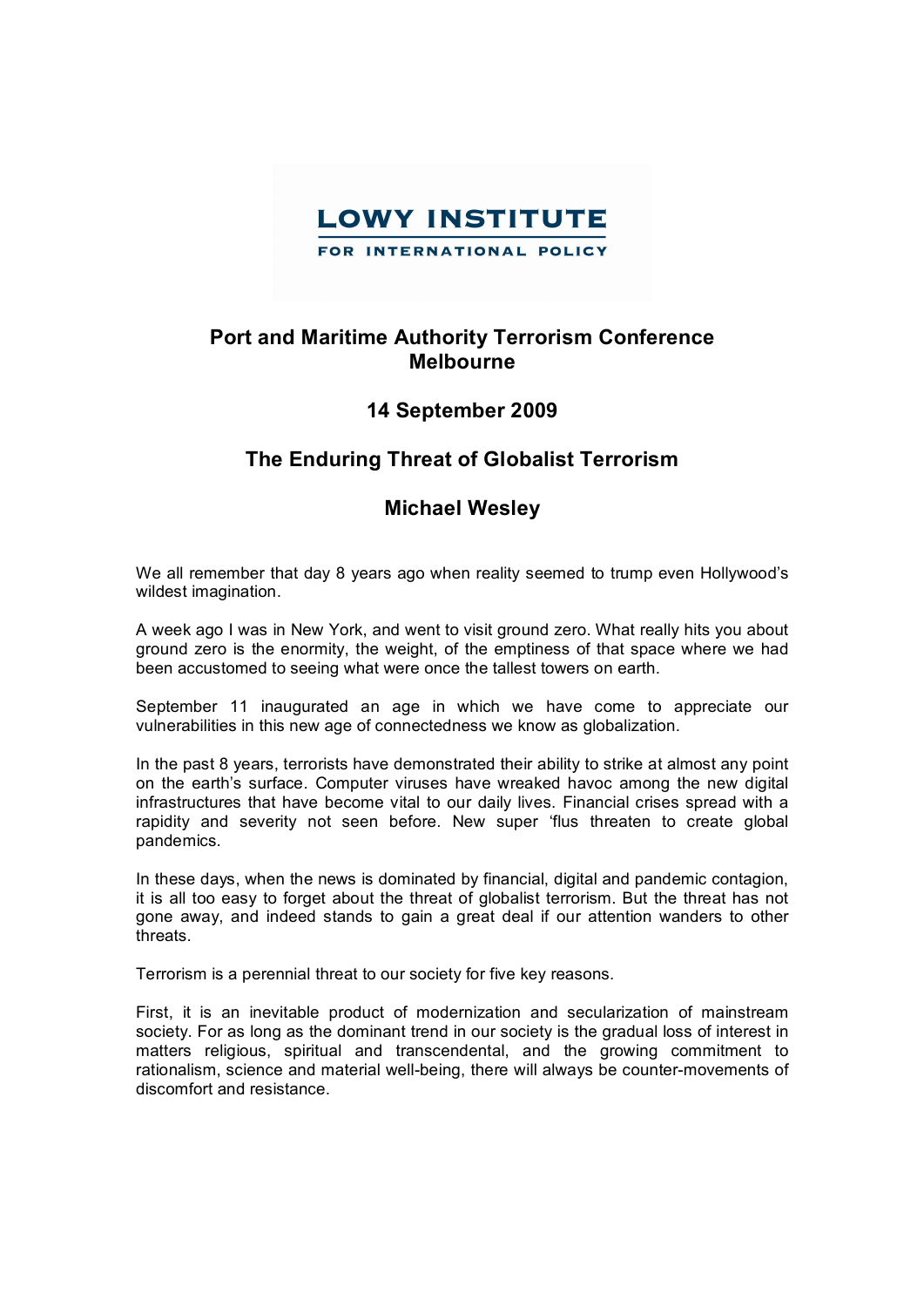**LOWY INSTITUTE**
**FOR INTERNATIONAL POLICY**

# Port and Maritime Authority Terrorism Conference Melbourne

## 14 September 2009

## The Enduring Threat of Globalist Terrorism

## Michael Wesley

We all remember that day 8 years ago when reality seemed to trump even Hollywood's wildest imagination.

A week ago I was in New York, and went to visit ground zero. What really hits you about ground zero is the enormity, the weight, of the emptiness of that space where we had been accustomed to seeing what were once the tallest towers on earth.

September 11 inaugurated an age in which we have come to appreciate our vulnerabilities in this new age of connectedness we know as globalization.

In the past 8 years, terrorists have demonstrated their ability to strike at almost any point on the earth's surface. Computer viruses have wreaked havoc among the new digital infrastructures that have become vital to our daily lives. Financial crises spread with a rapidity and severity not seen before. New super 'flus threaten to create global pandemics.

In these days, when the news is dominated by financial, digital and pandemic contagion, it is all too easy to forget about the threat of globalist terrorism. But the threat has not gone away, and indeed stands to gain a great deal if our attention wanders to other threats.

Terrorism is a perennial threat to our society for five key reasons.

First, it is an inevitable product of modernization and secularization of mainstream society. For as long as the dominant trend in our society is the gradual loss of interest in matters religious, spiritual and transcendental, and the growing commitment to rationalism, science and material well-being, there will always be counter-movements of discomfort and resistance.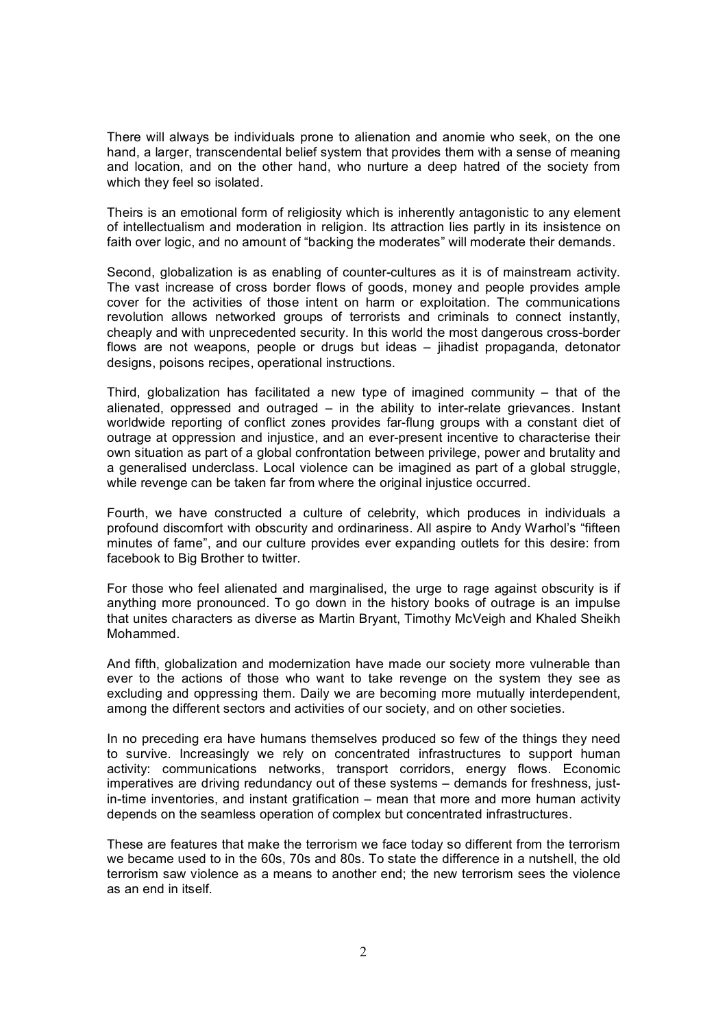There will always be individuals prone to alienation and anomie who seek, on the one hand, a larger, transcendental belief system that provides them with a sense of meaning and location, and on the other hand, who nurture a deep hatred of the society from which they feel so isolated.

Theirs is an emotional form of religiosity which is inherently antagonistic to any element of intellectualism and moderation in religion. Its attraction lies partly in its insistence on faith over logic, and no amount of "backing the moderates" will moderate their demands.

Second, globalization is as enabling of counter-cultures as it is of mainstream activity. The vast increase of cross border flows of goods, money and people provides ample cover for the activities of those intent on harm or exploitation. The communications revolution allows networked groups of terrorists and criminals to connect instantly, cheaply and with unprecedented security. In this world the most dangerous cross-border flows are not weapons, people or drugs but ideas – jihadist propaganda, detonator designs, poisons recipes, operational instructions.

Third, globalization has facilitated a new type of imagined community – that of the alienated, oppressed and outraged – in the ability to inter-relate grievances. Instant worldwide reporting of conflict zones provides far-flung groups with a constant diet of outrage at oppression and injustice, and an ever-present incentive to characterise their own situation as part of a global confrontation between privilege, power and brutality and a generalised underclass. Local violence can be imagined as part of a global struggle, while revenge can be taken far from where the original injustice occurred.

Fourth, we have constructed a culture of celebrity, which produces in individuals a profound discomfort with obscurity and ordinariness. All aspire to Andy Warhol's "fifteen minutes of fame", and our culture provides ever expanding outlets for this desire: from facebook to Big Brother to twitter.

For those who feel alienated and marginalised, the urge to rage against obscurity is if anything more pronounced. To go down in the history books of outrage is an impulse that unites characters as diverse as Martin Bryant, Timothy McVeigh and Khaled Sheikh Mohammed.

And fifth, globalization and modernization have made our society more vulnerable than ever to the actions of those who want to take revenge on the system they see as excluding and oppressing them. Daily we are becoming more mutually interdependent, among the different sectors and activities of our society, and on other societies.

In no preceding era have humans themselves produced so few of the things they need to survive. Increasingly we rely on concentrated infrastructures to support human activity: communications networks, transport corridors, energy flows. Economic imperatives are driving redundancy out of these systems – demands for freshness, just-in-time inventories, and instant gratification – mean that more and more human activity depends on the seamless operation of complex but concentrated infrastructures.

These are features that make the terrorism we face today so different from the terrorism we became used to in the 60s, 70s and 80s. To state the difference in a nutshell, the old terrorism saw violence as a means to another end; the new terrorism sees the violence as an end in itself.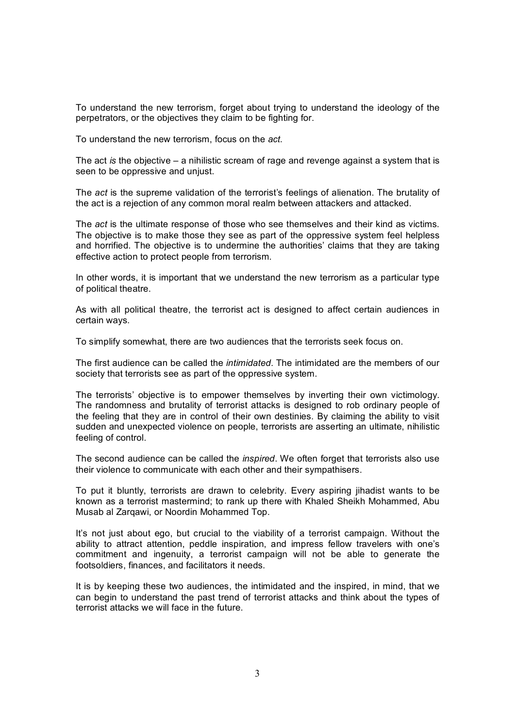To understand the new terrorism, forget about trying to understand the ideology of the perpetrators, or the objectives they claim to be fighting for.

To understand the new terrorism, focus on the *act*.

The act *is* the objective – a nihilistic scream of rage and revenge against a system that is seen to be oppressive and unjust.

The *act* is the supreme validation of the terrorist's feelings of alienation. The brutality of the act is a rejection of any common moral realm between attackers and attacked.

The *act* is the ultimate response of those who see themselves and their kind as victims. The objective is to make those they see as part of the oppressive system feel helpless and horrified. The objective is to undermine the authorities' claims that they are taking effective action to protect people from terrorism.

In other words, it is important that we understand the new terrorism as a particular type of political theatre.

As with all political theatre, the terrorist act is designed to affect certain audiences in certain ways.

To simplify somewhat, there are two audiences that the terrorists seek focus on.

The first audience can be called the *intimidated*. The intimidated are the members of our society that terrorists see as part of the oppressive system.

The terrorists' objective is to empower themselves by inverting their own victimology. The randomness and brutality of terrorist attacks is designed to rob ordinary people of the feeling that they are in control of their own destinies. By claiming the ability to visit sudden and unexpected violence on people, terrorists are asserting an ultimate, nihilistic feeling of control.

The second audience can be called the *inspired*. We often forget that terrorists also use their violence to communicate with each other and their sympathisers.

To put it bluntly, terrorists are drawn to celebrity. Every aspiring jihadist wants to be known as a terrorist mastermind; to rank up there with Khaled Sheikh Mohammed, Abu Musab al Zarqawi, or Noordin Mohammed Top.

It's not just about ego, but crucial to the viability of a terrorist campaign. Without the ability to attract attention, peddle inspiration, and impress fellow travelers with one's commitment and ingenuity, a terrorist campaign will not be able to generate the footsoldiers, finances, and facilitators it needs.

It is by keeping these two audiences, the intimidated and the inspired, in mind, that we can begin to understand the past trend of terrorist attacks and think about the types of terrorist attacks we will face in the future.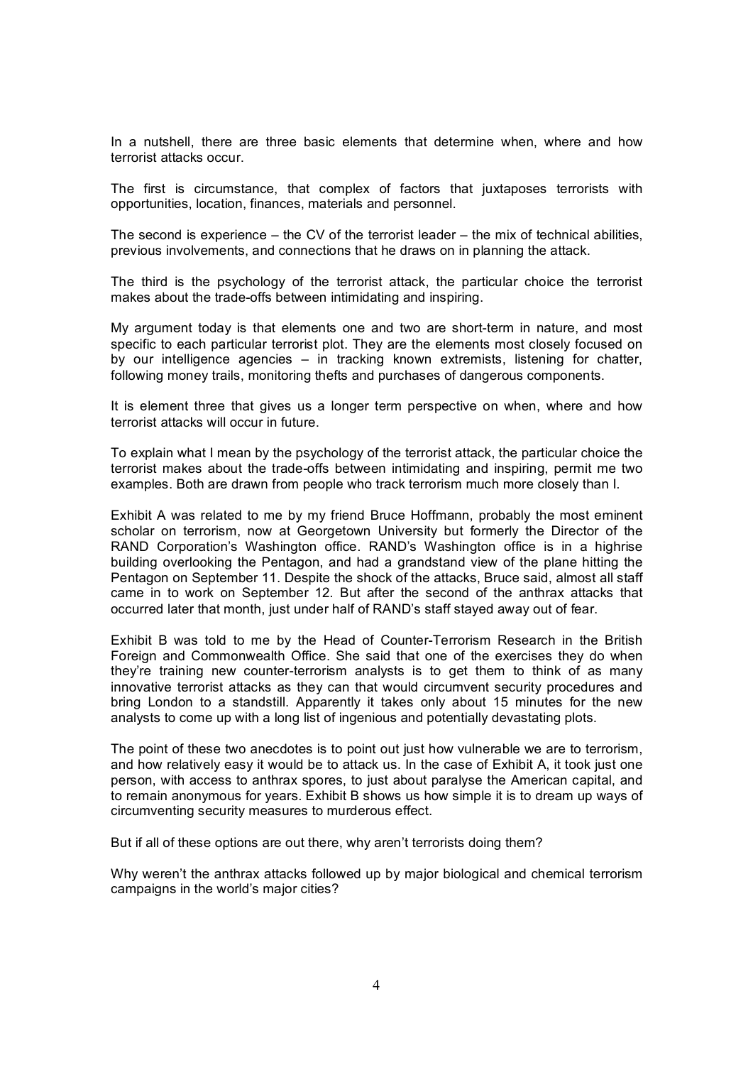In a nutshell, there are three basic elements that determine when, where and how terrorist attacks occur.

The first is circumstance, that complex of factors that juxtaposes terrorists with opportunities, location, finances, materials and personnel.

The second is experience – the CV of the terrorist leader – the mix of technical abilities, previous involvements, and connections that he draws on in planning the attack.

The third is the psychology of the terrorist attack, the particular choice the terrorist makes about the trade-offs between intimidating and inspiring.

My argument today is that elements one and two are short-term in nature, and most specific to each particular terrorist plot. They are the elements most closely focused on by our intelligence agencies – in tracking known extremists, listening for chatter, following money trails, monitoring thefts and purchases of dangerous components.

It is element three that gives us a longer term perspective on when, where and how terrorist attacks will occur in future.

To explain what I mean by the psychology of the terrorist attack, the particular choice the terrorist makes about the trade-offs between intimidating and inspiring, permit me two examples. Both are drawn from people who track terrorism much more closely than I.

Exhibit A was related to me by my friend Bruce Hoffmann, probably the most eminent scholar on terrorism, now at Georgetown University but formerly the Director of the RAND Corporation's Washington office. RAND's Washington office is in a highrise building overlooking the Pentagon, and had a grandstand view of the plane hitting the Pentagon on September 11. Despite the shock of the attacks, Bruce said, almost all staff came in to work on September 12. But after the second of the anthrax attacks that occurred later that month, just under half of RAND's staff stayed away out of fear.

Exhibit B was told to me by the Head of Counter-Terrorism Research in the British Foreign and Commonwealth Office. She said that one of the exercises they do when they're training new counter-terrorism analysts is to get them to think of as many innovative terrorist attacks as they can that would circumvent security procedures and bring London to a standstill. Apparently it takes only about 15 minutes for the new analysts to come up with a long list of ingenious and potentially devastating plots.

The point of these two anecdotes is to point out just how vulnerable we are to terrorism, and how relatively easy it would be to attack us. In the case of Exhibit A, it took just one person, with access to anthrax spores, to just about paralyse the American capital, and to remain anonymous for years. Exhibit B shows us how simple it is to dream up ways of circumventing security measures to murderous effect.

But if all of these options are out there, why aren't terrorists doing them?

Why weren't the anthrax attacks followed up by major biological and chemical terrorism campaigns in the world's major cities?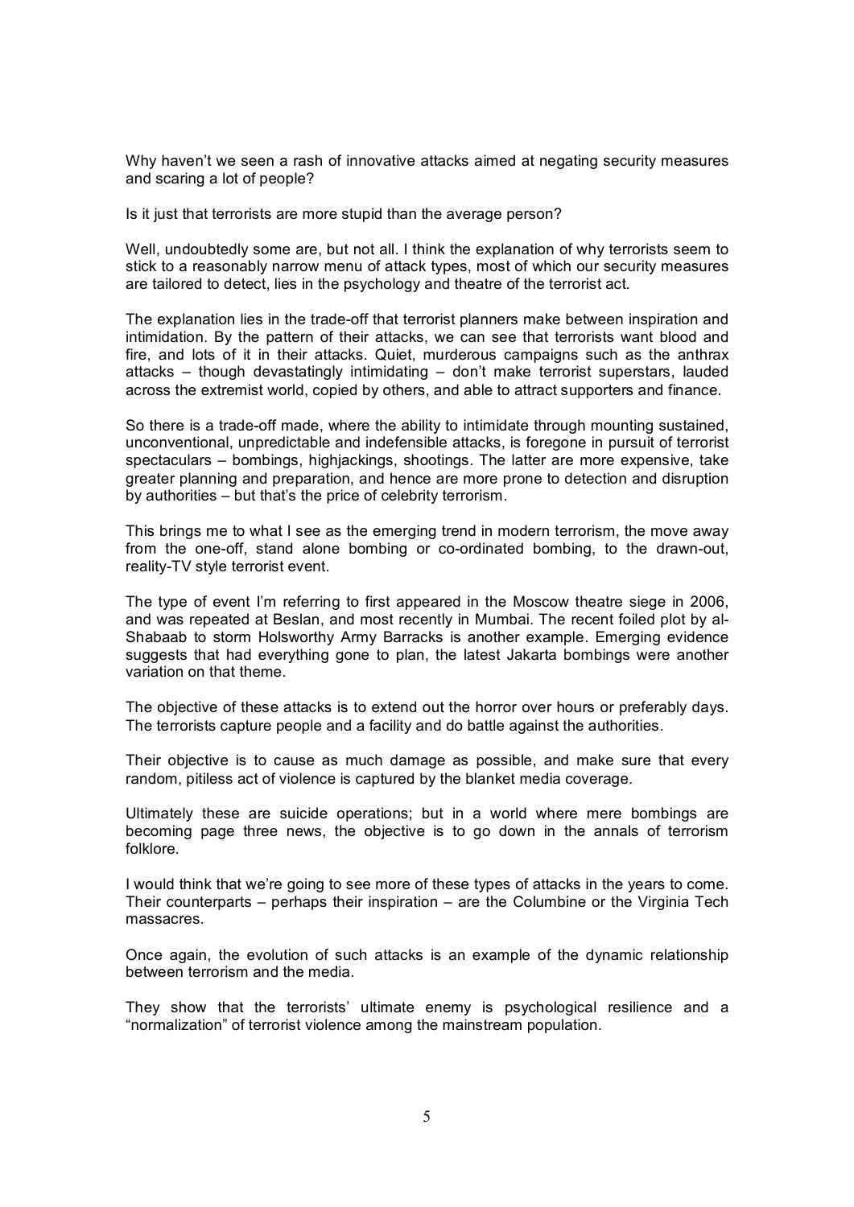Why haven't we seen a rash of innovative attacks aimed at negating security measures and scaring a lot of people?

Is it just that terrorists are more stupid than the average person?

Well, undoubtedly some are, but not all. I think the explanation of why terrorists seem to stick to a reasonably narrow menu of attack types, most of which our security measures are tailored to detect, lies in the psychology and theatre of the terrorist act.

The explanation lies in the trade-off that terrorist planners make between inspiration and intimidation. By the pattern of their attacks, we can see that terrorists want blood and fire, and lots of it in their attacks. Quiet, murderous campaigns such as the anthrax attacks – though devastatingly intimidating – don't make terrorist superstars, lauded across the extremist world, copied by others, and able to attract supporters and finance.

So there is a trade-off made, where the ability to intimidate through mounting sustained, unconventional, unpredictable and indefensible attacks, is foregone in pursuit of terrorist spectaculars – bombings, highjackings, shootings. The latter are more expensive, take greater planning and preparation, and hence are more prone to detection and disruption by authorities – but that's the price of celebrity terrorism.

This brings me to what I see as the emerging trend in modern terrorism, the move away from the one-off, stand alone bombing or co-ordinated bombing, to the drawn-out, reality-TV style terrorist event.

The type of event I'm referring to first appeared in the Moscow theatre siege in 2006, and was repeated at Beslan, and most recently in Mumbai. The recent foiled plot by al-Shabaab to storm Holsworthy Army Barracks is another example. Emerging evidence suggests that had everything gone to plan, the latest Jakarta bombings were another variation on that theme.

The objective of these attacks is to extend out the horror over hours or preferably days. The terrorists capture people and a facility and do battle against the authorities.

Their objective is to cause as much damage as possible, and make sure that every random, pitiless act of violence is captured by the blanket media coverage.

Ultimately these are suicide operations; but in a world where mere bombings are becoming page three news, the objective is to go down in the annals of terrorism folklore.

I would think that we're going to see more of these types of attacks in the years to come. Their counterparts – perhaps their inspiration – are the Columbine or the Virginia Tech massacres.

Once again, the evolution of such attacks is an example of the dynamic relationship between terrorism and the media.

They show that the terrorists' ultimate enemy is psychological resilience and a "normalization" of terrorist violence among the mainstream population.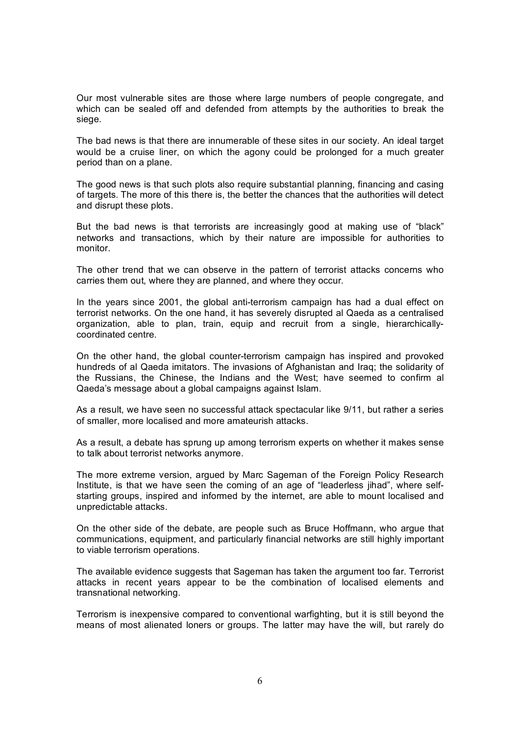Our most vulnerable sites are those where large numbers of people congregate, and which can be sealed off and defended from attempts by the authorities to break the siege.

The bad news is that there are innumerable of these sites in our society. An ideal target would be a cruise liner, on which the agony could be prolonged for a much greater period than on a plane.

The good news is that such plots also require substantial planning, financing and casing of targets. The more of this there is, the better the chances that the authorities will detect and disrupt these plots.

But the bad news is that terrorists are increasingly good at making use of "black" networks and transactions, which by their nature are impossible for authorities to monitor.

The other trend that we can observe in the pattern of terrorist attacks concerns who carries them out, where they are planned, and where they occur.

In the years since 2001, the global anti-terrorism campaign has had a dual effect on terrorist networks. On the one hand, it has severely disrupted al Qaeda as a centralised organization, able to plan, train, equip and recruit from a single, hierarchically-coordinated centre.

On the other hand, the global counter-terrorism campaign has inspired and provoked hundreds of al Qaeda imitators. The invasions of Afghanistan and Iraq; the solidarity of the Russians, the Chinese, the Indians and the West; have seemed to confirm al Qaeda's message about a global campaigns against Islam.

As a result, we have seen no successful attack spectacular like 9/11, but rather a series of smaller, more localised and more amateurish attacks.

As a result, a debate has sprung up among terrorism experts on whether it makes sense to talk about terrorist networks anymore.

The more extreme version, argued by Marc Sageman of the Foreign Policy Research Institute, is that we have seen the coming of an age of "leaderless jihad", where self-starting groups, inspired and informed by the internet, are able to mount localised and unpredictable attacks.

On the other side of the debate, are people such as Bruce Hoffmann, who argue that communications, equipment, and particularly financial networks are still highly important to viable terrorism operations.

The available evidence suggests that Sageman has taken the argument too far. Terrorist attacks in recent years appear to be the combination of localised elements and transnational networking.

Terrorism is inexpensive compared to conventional warfighting, but it is still beyond the means of most alienated loners or groups. The latter may have the will, but rarely do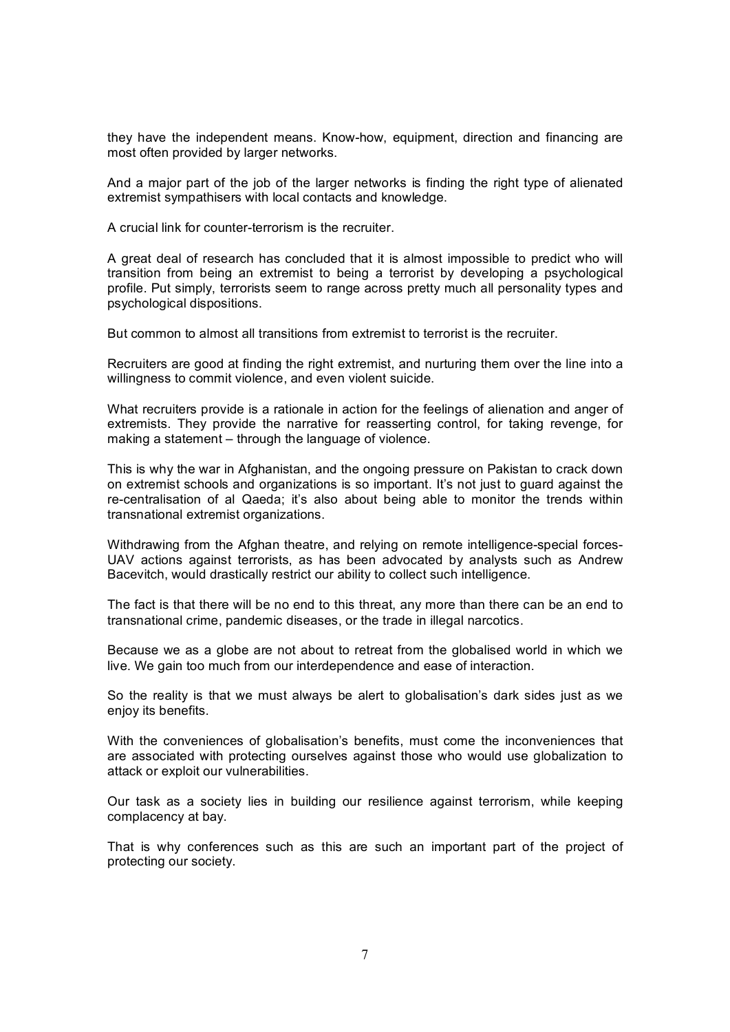they have the independent means. Know-how, equipment, direction and financing are most often provided by larger networks.

And a major part of the job of the larger networks is finding the right type of alienated extremist sympathisers with local contacts and knowledge.

A crucial link for counter-terrorism is the recruiter.

A great deal of research has concluded that it is almost impossible to predict who will transition from being an extremist to being a terrorist by developing a psychological profile. Put simply, terrorists seem to range across pretty much all personality types and psychological dispositions.

But common to almost all transitions from extremist to terrorist is the recruiter.

Recruiters are good at finding the right extremist, and nurturing them over the line into a willingness to commit violence, and even violent suicide.

What recruiters provide is a rationale in action for the feelings of alienation and anger of extremists. They provide the narrative for reasserting control, for taking revenge, for making a statement – through the language of violence.

This is why the war in Afghanistan, and the ongoing pressure on Pakistan to crack down on extremist schools and organizations is so important. It's not just to guard against the re-centralisation of al Qaeda; it's also about being able to monitor the trends within transnational extremist organizations.

Withdrawing from the Afghan theatre, and relying on remote intelligence-special forces-UAV actions against terrorists, as has been advocated by analysts such as Andrew Bacevitch, would drastically restrict our ability to collect such intelligence.

The fact is that there will be no end to this threat, any more than there can be an end to transnational crime, pandemic diseases, or the trade in illegal narcotics.

Because we as a globe are not about to retreat from the globalised world in which we live. We gain too much from our interdependence and ease of interaction.

So the reality is that we must always be alert to globalisation's dark sides just as we enjoy its benefits.

With the conveniences of globalisation's benefits, must come the inconveniences that are associated with protecting ourselves against those who would use globalization to attack or exploit our vulnerabilities.

Our task as a society lies in building our resilience against terrorism, while keeping complacency at bay.

That is why conferences such as this are such an important part of the project of protecting our society.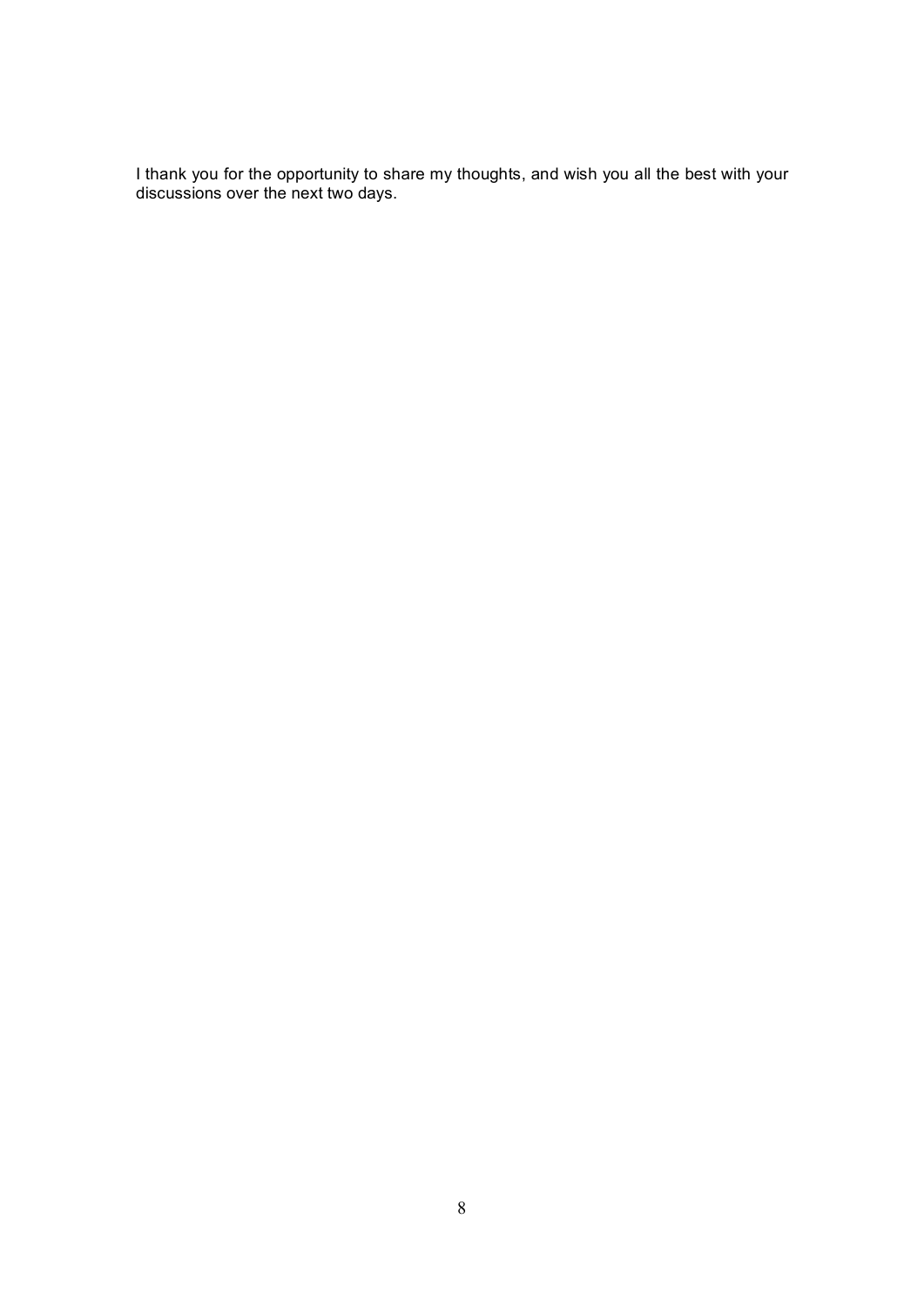I thank you for the opportunity to share my thoughts, and wish you all the best with your discussions over the next two days.